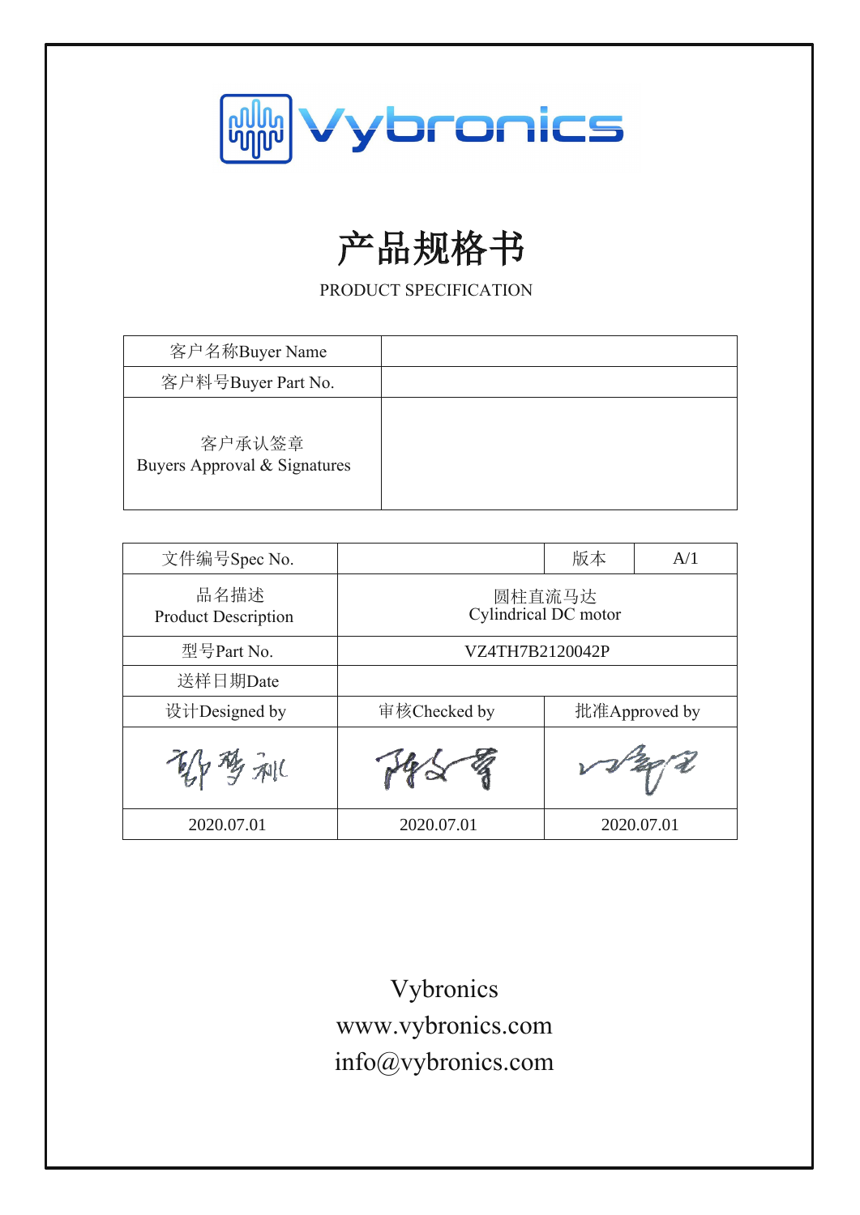Vybronics

# 产品规格书

PRODUCT SPECIFICATION

| | |
|---|---|
| 客户名称Buyer Name | |
| 客户料号Buyer Part No. | |
| 客户承认签章<br>Buyers Approval & Signatures | |

| | | | |
|---|---|---|---|
| 文件编号Spec No. | | 版本 | A/1 |
| 品名描述<br>Product Description | 圆柱直流马达<br>Cylindrical DC motor | | |
| 型号Part No. | VZ4TH7B2120042P | | |
| 送样日期Date | | | |
| 设计Designed by | 审核Checked by | 批准Approved by | |
| | | | |
| 2020.07.01 | 2020.07.01 | 2020.07.01 | |

Vybronics
www.vybronics.com
info@vybronics.com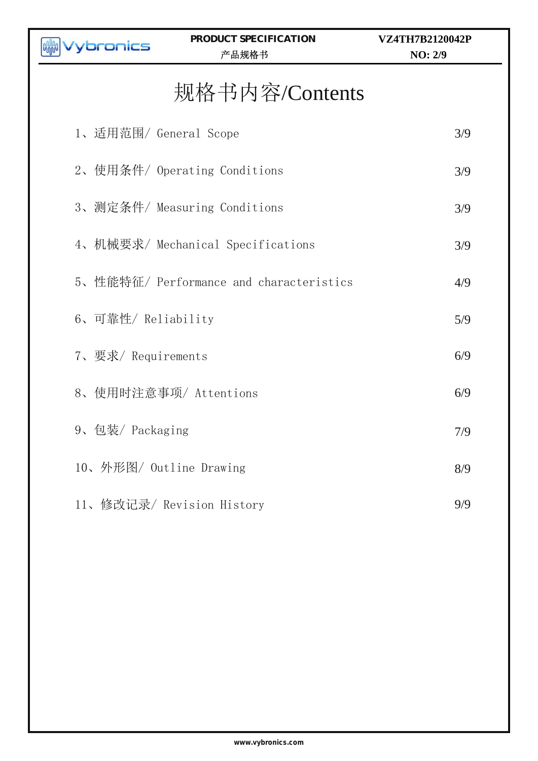# 规格书内容/Contents

| | |
|---|---|
| 1、适用范围/ General Scope | 3/9 |
| 2、使用条件/ Operating Conditions | 3/9 |
| 3、测定条件/ Measuring Conditions | 3/9 |
| 4、机械要求/ Mechanical Specifications | 3/9 |
| 5、性能特征/ Performance and characteristics | 4/9 |
| 6、可靠性/ Reliability | 5/9 |
| 7、要求/ Requirements | 6/9 |
| 8、使用时注意事项/ Attentions | 6/9 |
| 9、包装/ Packaging | 7/9 |
| 10、外形图/ Outline Drawing | 8/9 |
| 11、修改记录/ Revision History | 9/9 |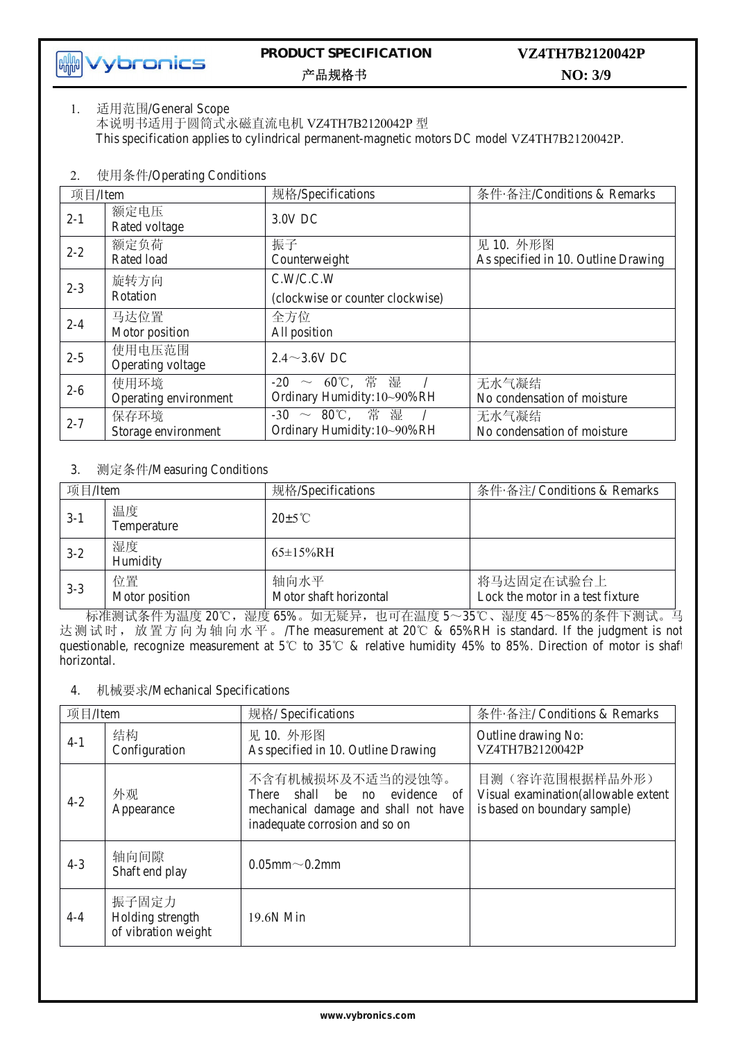1. 适用范围/General Scope

本说明书适用于圆筒式永磁直流电机 VZ4TH7B2120042P 型

This specification applies to cylindrical permanent-magnetic motors DC model VZ4TH7B2120042P.

2. 使用条件/Operating Conditions

| 项目/Item | | 规格/Specifications | 条件·备注/Conditions & Remarks |
|---|---|---|---|
| 2-1 | 额定电压<br>Rated voltage | 3.0V DC | |
| 2-2 | 额定负荷<br>Rated load | 振子<br>Counterweight | 见 10. 外形图<br>As specified in 10. Outline Drawing |
| 2-3 | 旋转方向<br>Rotation | C.W/C.C.W<br>(clockwise or counter clockwise) | |
| 2-4 | 马达位置<br>Motor position | 全方位<br>All position | |
| 2-5 | 使用电压范围<br>Operating voltage | 2.4～3.6V DC | |
| 2-6 | 使用环境<br>Operating environment | -20 ～ 60℃, 常湿 /<br>Ordinary Humidity:10~90%RH | 无水气凝结<br>No condensation of moisture |
| 2-7 | 保存环境<br>Storage environment | -30 ～ 80℃, 常湿 /<br>Ordinary Humidity:10~90%RH | 无水气凝结<br>No condensation of moisture |

3. 测定条件/Measuring Conditions

| 项目/Item | | 规格/Specifications | 条件·备注/ Conditions & Remarks |
|---|---|---|---|
| 3-1 | 温度<br>Temperature | 20±5℃ | |
| 3-2 | 湿度<br>Humidity | 65±15%RH | |
| 3-3 | 位置<br>Motor position | 轴向水平<br>Motor shaft horizontal | 将马达固定在试验台上<br>Lock the motor in a test fixture |

标准测试条件为温度 20℃，湿度 65%。如无疑异，也可在温度 5～35℃、湿度 45～85%的条件下测试。马达测试时，放置方向为轴向水平。/The measurement at 20℃ & 65%RH is standard. If the judgment is not questionable, recognize measurement at 5℃ to 35℃ & relative humidity 45% to 85%. Direction of motor is shaft horizontal.

4. 机械要求/Mechanical Specifications

| 项目/Item | | 规格/ Specifications | 条件·备注/ Conditions & Remarks |
|---|---|---|---|
| 4-1 | 结构<br>Configuration | 见 10. 外形图<br>As specified in 10. Outline Drawing | Outline drawing No:<br>VZ4TH7B2120042P |
| 4-2 | 外观<br>Appearance | 不含有机械损坏及不适当的浸蚀等。<br>There shall be no evidence of mechanical damage and shall not have inadequate corrosion and so on | 目测（容许范围根据样品外形）<br>Visual examination(allowable extent is based on boundary sample) |
| 4-3 | 轴向间隙<br>Shaft end play | 0.05mm～0.2mm | |
| 4-4 | 振子固定力<br>Holding strength of vibration weight | 19.6N Min | |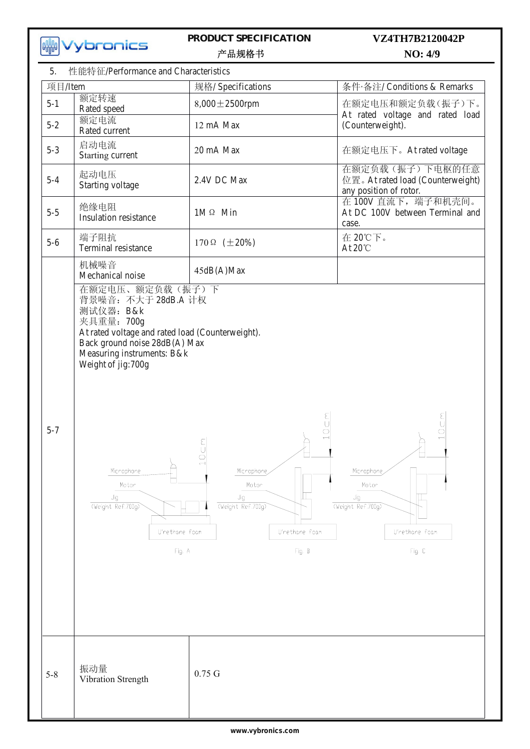## 5. 性能特征/Performance and Characteristics

| 项目/Item | | 规格/ Specifications | 条件·备注/ Conditions & Remarks |
|---|---|---|---|
| 5-1 | 额定转速<br>Rated speed | 8,000±2500rpm | 在额定电压和额定负载（振子）下。At rated voltage and rated load (Counterweight). |
| 5-2 | 额定电流<br>Rated current | 12 mA Max | |
| 5-3 | 启动电流<br>Starting current | 20 mA Max | 在额定电压下。At rated voltage |
| 5-4 | 起动电压<br>Starting voltage | 2.4V DC Max | 在额定负载（振子）下电枢的任意位置。At rated load (Counterweight) any position of rotor. |
| 5-5 | 绝缘电阻<br>Insulation resistance | 1M Ω Min | 在 100V 直流下，端子和机壳间。At DC 100V between Terminal and case. |
| 5-6 | 端子阻抗<br>Terminal resistance | 170Ω (±20%) | 在 20℃下。<br>At 20℃ |
| 5-7 | 机械噪音<br>Mechanical noise | 45dB(A)Max | |
| | 在额定电压、额定负载（振子）下<br>背景噪音：不大于 28dB.A 计权<br>测试仪器：B&k<br>夹具重量：700g<br>At rated voltage and rated load (Counterweight).<br>Back ground noise 28dB(A) Max<br>Measuring instruments: B&k<br>Weight of jig:700g | | |
| 5-8 | 振动量<br>Vibration Strength | 0.75 G | |

10cm
Microphone
Motor
Jig
(Weight Ref.700g)
U'rethane foam
Fig. A

10cm
Microphone
Motor
Jig
(Weight Ref.700g)
U'rethane foam
Fig. B

10cm
Microphone
Motor
Jig
(Weight Ref.700g)
U'rethane foam
Fig. C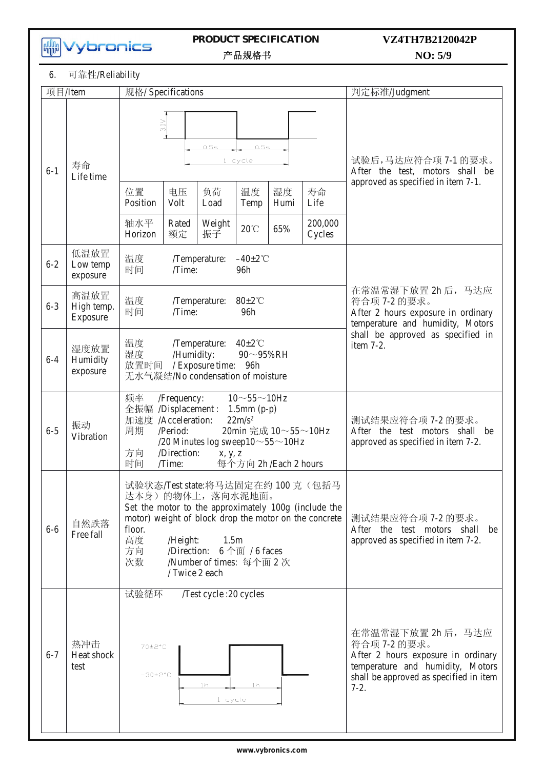## 6. 可靠性/Reliability

| 项目/Item | | 规格/ Specifications | 判定标准/Judgment |
|---|---|---|---|
| 6-1 | 寿命 Life time | 3.0V; 0.5s / 0.5s; 1 cycle<br>位置 Position: 轴水平 Horizon; 电压 Volt: Rated 额定; 负荷 Load: Weight 振子; 温度 Temp: 20℃; 湿度 Humi: 65%; 寿命 Life: 200,000 Cycles | 试验后，马达应符合项 7-1 的要求。After the test, motors shall be approved as specified in item 7-1. |
| 6-2 | 低温放置 Low temp exposure | 温度 /Temperature: −40±2℃<br>时间 /Time: 96h | 在常温常湿下放置 2h 后，马达应符合项 7-2 的要求。After 2 hours exposure in ordinary temperature and humidity, Motors shall be approved as specified in item 7-2. |
| 6-3 | 高温放置 High temp. Exposure | 温度 /Temperature: 80±2℃<br>时间 /Time: 96h | |
| 6-4 | 湿度放置 Humidity exposure | 温度 /Temperature: 40±2℃<br>湿度 /Humidity: 90～95%RH<br>放置时间 / Exposure time: 96h<br>无水气凝结/No condensation of moisture | |
| 6-5 | 振动 Vibration | 频率 /Frequency: 10～55～10Hz<br>全振幅 /Displacement : 1.5mm (p-p)<br>加速度 /Acceleration: 22m/s²<br>周期 /Period: 20min 完成 10～55～10Hz /20 Minutes log sweep10～55～10Hz<br>方向 /Direction: x, y, z<br>时间 /Time: 每个方向 2h /Each 2 hours | 测试结果应符合项 7-2 的要求。After the test motors shall be approved as specified in item 7-2. |
| 6-6 | 自然跌落 Free fall | 试验状态/Test state:将马达固定在约 100 克（包括马达本身）的物体上，落向水泥地面。Set the motor to the approximately 100g (include the motor) weight of block drop the motor on the concrete floor.<br>高度 /Height: 1.5m<br>方向 /Direction: 6 个面 / 6 faces<br>次数 /Number of times: 每个面 2 次 / Twice 2 each | 测试结果应符合项 7-2 的要求。After the test motors shall be approved as specified in item 7-2. |
| 6-7 | 热冲击 Heat shock test | 试验循环 /Test cycle :20 cycles<br>70±2°C / −30±2°C; 1h / 1h; 1 cycle | 在常温常湿下放置 2h 后，马达应符合项 7-2 的要求。After 2 hours exposure in ordinary temperature and humidity, Motors shall be approved as specified in item 7-2. |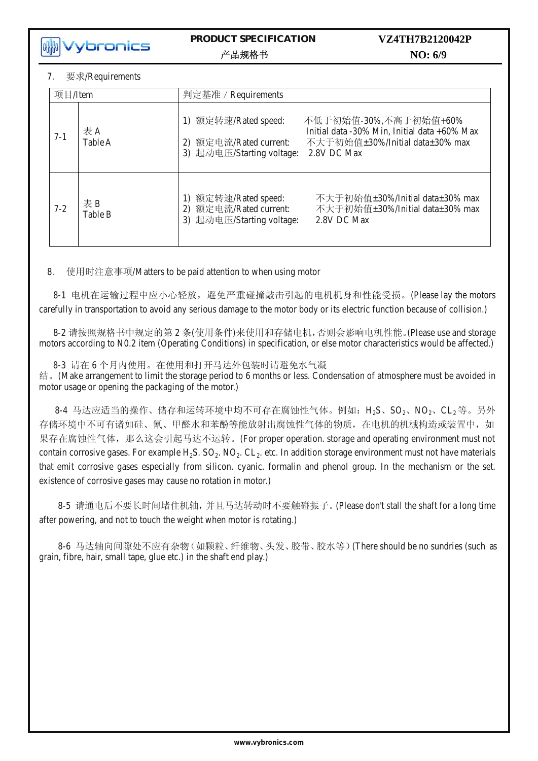7. 要求/Requirements

| 项目/Item | | 判定基准 / Requirements |
|---|---|---|
| 7-1 | 表 A<br>Table A | 1) 额定转速/Rated speed: 不低于初始值-30%,不高于初始值+60%<br>Initial data -30% Min, Initial data +60% Max<br>2) 额定电流/Rated current: 不大于初始值±30%/Initial data±30% max<br>3) 起动电压/Starting voltage: 2.8V DC Max |
| 7-2 | 表 B<br>Table B | 1) 额定转速/Rated speed: 不大于初始值±30%/Initial data±30% max<br>2) 额定电流/Rated current: 不大于初始值±30%/Initial data±30% max<br>3) 起动电压/Starting voltage: 2.8V DC Max |

8. 使用时注意事项/Matters to be paid attention to when using motor

8-1 电机在运输过程中应小心轻放，避免严重碰撞敲击引起的电机机身和性能受损。(Please lay the motors carefully in transportation to avoid any serious damage to the motor body or its electric function because of collision.)

8-2 请按照规格书中规定的第 2 条(使用条件)来使用和存储电机，否则会影响电机性能。(Please use and storage motors according to N0.2 item (Operating Conditions) in specification, or else motor characteristics would be affected.)

8-3 请在 6 个月内使用。在使用和打开马达外包装时请避免水气凝结。(Make arrangement to limit the storage period to 6 months or less. Condensation of atmosphere must be avoided in motor usage or opening the packaging of the motor.)

8-4 马达应适当的操作、储存和运转环境中均不可存在腐蚀性气体。例如：$H_2S$、$SO_2$、$NO_2$、$CL_2$ 等。另外存储环境中不可有诸如硅、氰、甲醛水和苯酚等能放射出腐蚀性气体的物质，在电机的机械构造或装置中，如果存在腐蚀性气体，那么这会引起马达不运转。(For proper operation. storage and operating environment must not contain corrosive gases. For example $H_2S$. $SO_2$. $NO_2$. $CL_2$. etc. In addition storage environment must not have materials that emit corrosive gases especially from silicon. cyanic. formalin and phenol group. In the mechanism or the set. existence of corrosive gases may cause no rotation in motor.)

8-5 请通电后不要长时间堵住机轴，并且马达转动时不要触碰振子。(Please don't stall the shaft for a long time after powering, and not to touch the weight when motor is rotating.)

8-6 马达轴向间隙处不应有杂物（如颗粒、纤维物、头发、胶带、胶水等）(There should be no sundries (such as grain, fibre, hair, small tape, glue etc.) in the shaft end play.)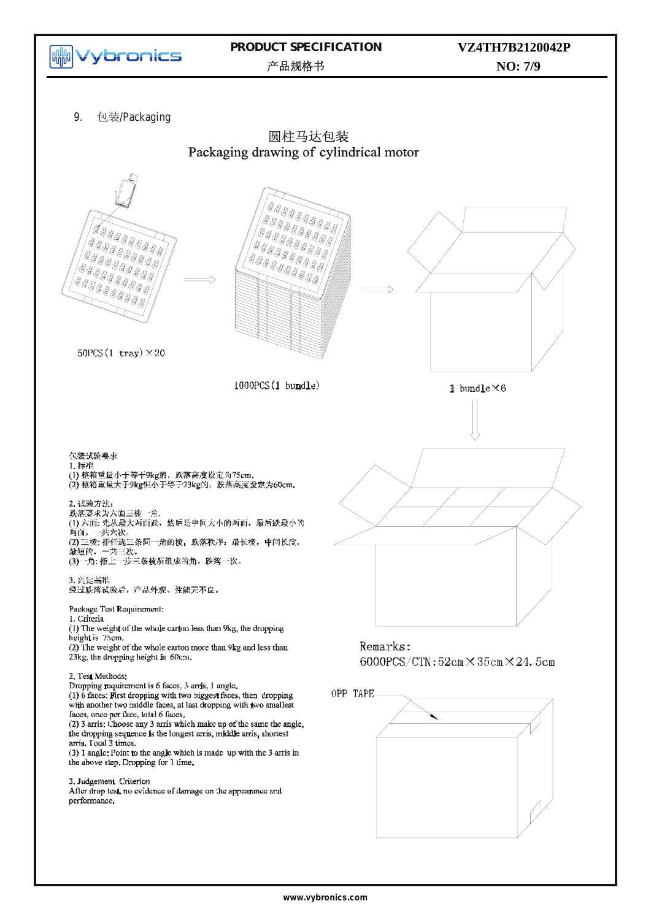## 9. 包装/Packaging

### 圆柱马达包装
### Packaging drawing of cylindrical motor

50PCS（1 tray）×20

1000PCS（1 bundle）

1 bundle×6

包装试验要求

1. 标准

(1) 整箱重量小于等于9kg的，跌落高度设定为75cm。

(2) 整箱重量大于9kg但小于等于23kg的，跌落高度设定为60cm。

2. 试验方法：

跌落要求为六面三棱一角。

(1) 六面：先从最大两面跌，然后是中间大小的两面，最后跌最小的两面，一共六次。

(2) 三棱：指任选三条同一角的棱，跌落秩序：最长棱，中间长度，最短的。一共三次。

(3) 一角：指上一步三条棱所组成的角，跌落一次。

3. 判定基准

经过跌落试验后，产品外观、性能无不良。

Package Test Requirement:

1. Criteria

(1) The weight of the whole carton less than 9kg, the dropping height is 75cm.

(2) The weight of the whole carton more than 9kg and less than 23kg, the dropping height is 60cm.

2. Test Methods:

Dropping requirement is 6 faces, 3 arris, 1 angle.

(1) 6 faces: First dropping with two biggest faces, then dropping with another two middle faces, at last dropping with two smallest faces, once per face, total 6 faces.

(2) 3 arris: Choose any 3 arris which make up of the same the angle, the dropping sequence is the longest arris, middle arris, shortest arris. Total 3 times.

(3) 1 angle: Point to the angle which is made up with the 3 arris in the above step. Dropping for 1 time.

3. Judgement Criterion

After drop test, no evidence of damage on the appearance and performance.

Remarks:

6000PCS/CTN:52cm×35cm×24.5cm

OPP TAPE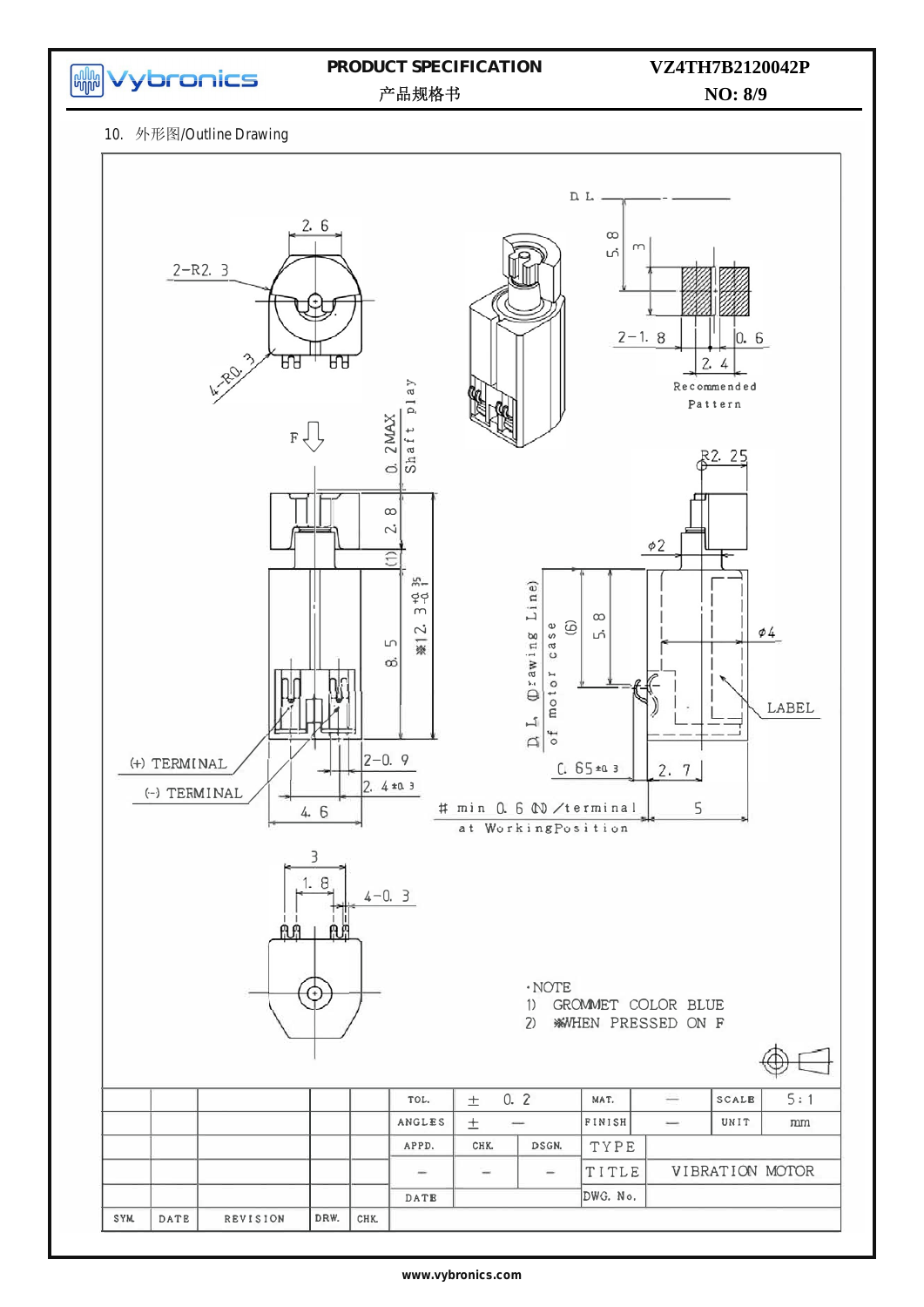## 10. 外形图/Outline Drawing

2.6

2-R2.3

4-R0.3

D.L.

5.8

3

2-1.8

0.6

2.4

Recommended Pattern

F

0.2MAX Shaft play

2.8

(1)

※12.3 $^{+0.35}_{-0.1}$

8.5

R2.25

φ2

D.L. (Drawing Line) of motor case

(6)

5.8

φ4

LABEL

(+) TERMINAL

(-) TERMINAL

2-0.9

2.4±0.3

4.6

C.65±0.3

2.7

# min 0.6 (N) /terminal at WorkingPosition

5

3

1.8

4-0.3

·NOTE
1) GROMMET COLOR BLUE
2) ※WHEN PRESSED ON F

| | | | | | TOL. | ± 0.2 | | MAT. | — | SCALE | 5:1 |
|---|---|---|---|---|---|---|---|---|---|---|---|
| | | | | | ANGLES | ± — | | FINISH | — | UNIT | mm |
| | | | | | APPD. | CHK. | DSGN. | TYPE | | | |
| | | | | | — | — | — | TITLE | VIBRATION MOTOR | | |
| | | | | | DATE | | | DWG. No. | | | |
| SYM. | DATE | REVISION | DRW. | CHK. | | | | | | | |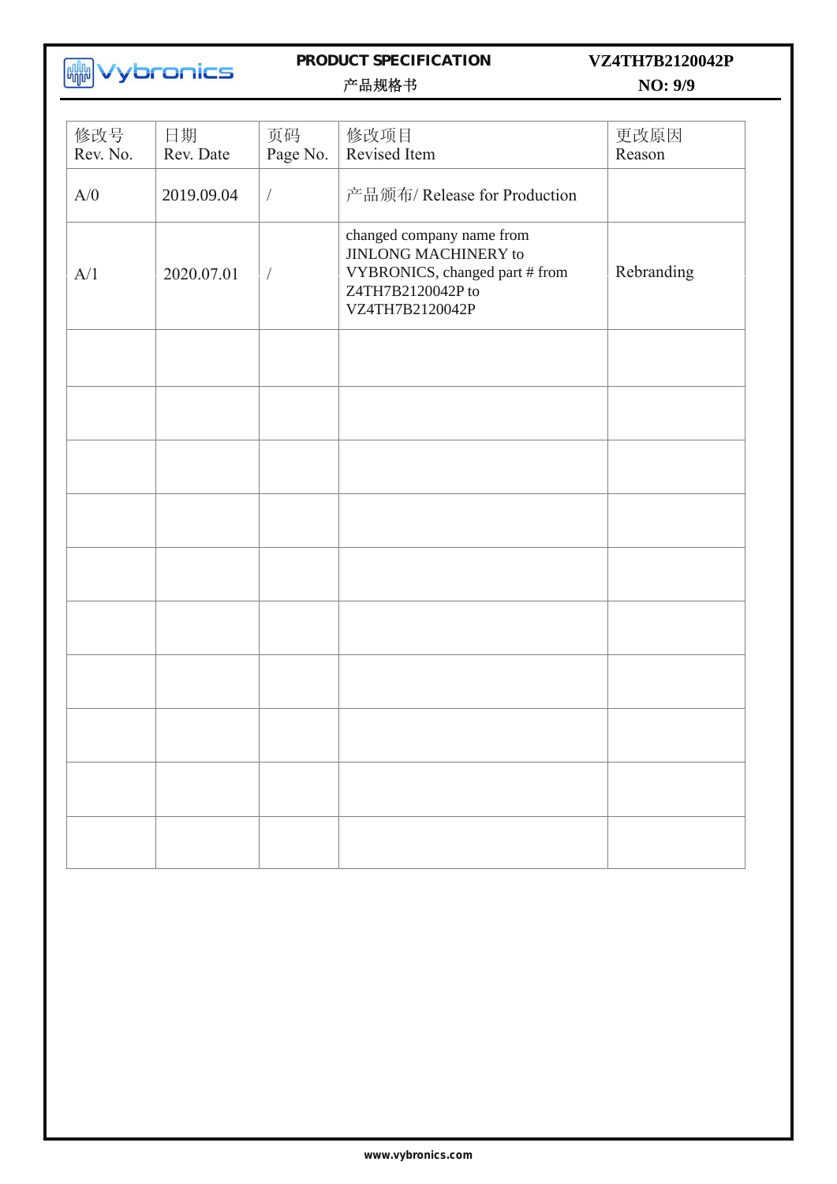| 修改号 Rev. No. | 日期 Rev. Date | 页码 Page No. | 修改项目 Revised Item | 更改原因 Reason |
|---|---|---|---|---|
| A/0 | 2019.09.04 | / | 产品颁布/ Release for Production | |
| A/1 | 2020.07.01 | / | changed company name from JINLONG MACHINERY to VYBRONICS, changed part # from Z4TH7B2120042P to VZ4TH7B2120042P | Rebranding |
| | | | | |
| | | | | |
| | | | | |
| | | | | |
| | | | | |
| | | | | |
| | | | | |
| | | | | |
| | | | | |
| | | | | |